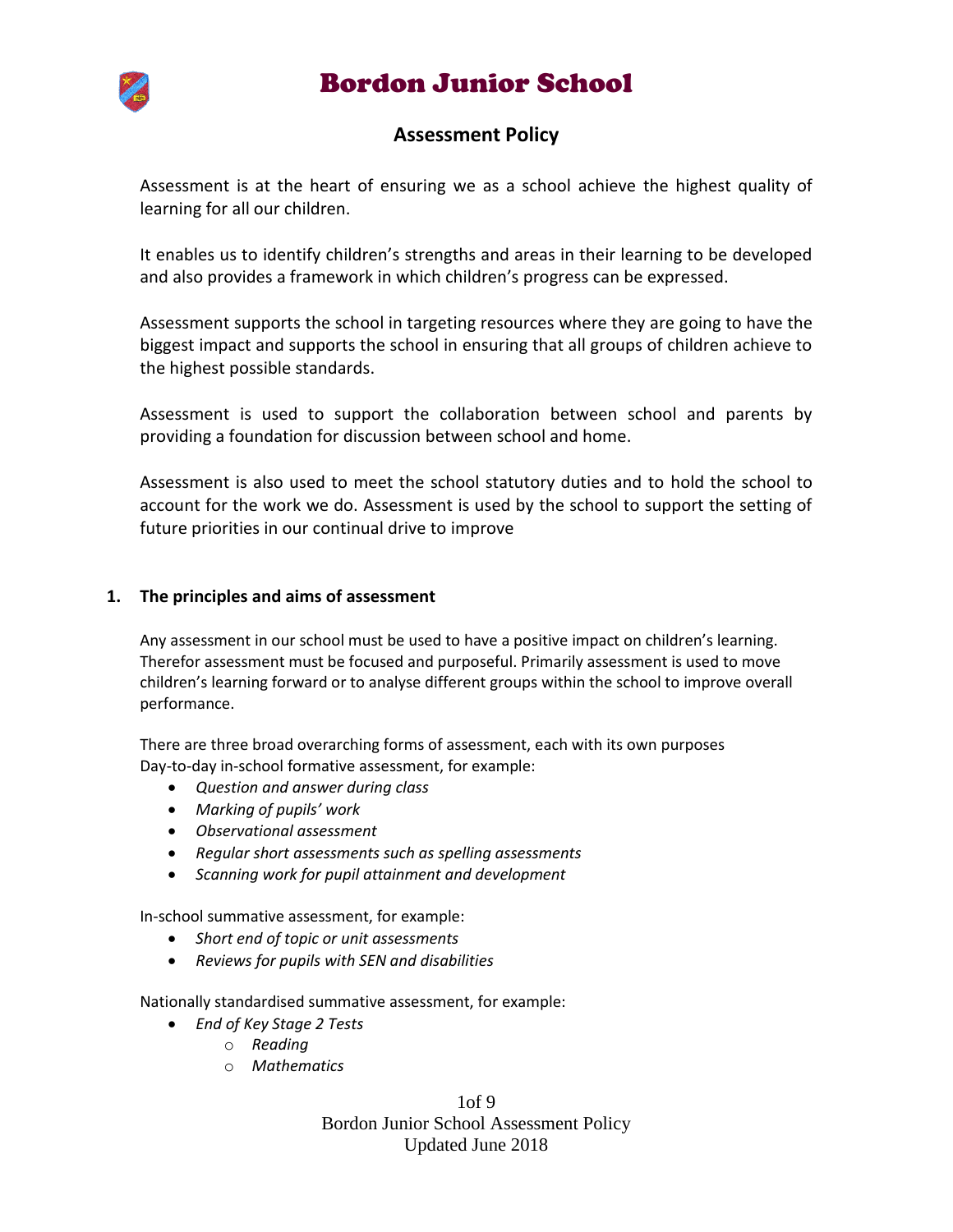# Bordon Junior School

## Assessment Policy

Assessment is at the heart of ensuring we as a school achieve the highest quality of learning for all our children.

It enables us to identify children's strengths and areas in their learning to be developed and also provides a framework in which children's progress can be expressed.

Assessment supports the school in targeting resources where they are going to have the biggest impact and supports the school in ensuring that all groups of children achieve to the highest possible standards.

Assessment is used to support the collaboration between school and parents by providing a foundation for discussion between school and home.

Assessment is also used to meet the school statutory duties and to hold the school to account for the work we do. Assessment is used by the school to support the setting of future priorities in our continual drive to improve

### 1. The principles and aims of assessment

Any assessment in our school must be used to have a positive impact on children's learning. Therefor assessment must be focused and purposeful. Primarily assessment is used to move children's learning forward or to analyse different groups within the school to improve overall performance.

There are three broad overarching forms of assessment, each with its own purposes
Day-to-day in-school formative assessment, for example:

- *Question and answer during class*
- *Marking of pupils' work*
- *Observational assessment*
- *Regular short assessments such as spelling assessments*
- *Scanning work for pupil attainment and development*

In-school summative assessment, for example:

- *Short end of topic or unit assessments*
- *Reviews for pupils with SEN and disabilities*

Nationally standardised summative assessment, for example:

- *End of Key Stage 2 Tests*
  - *Reading*
  - *Mathematics*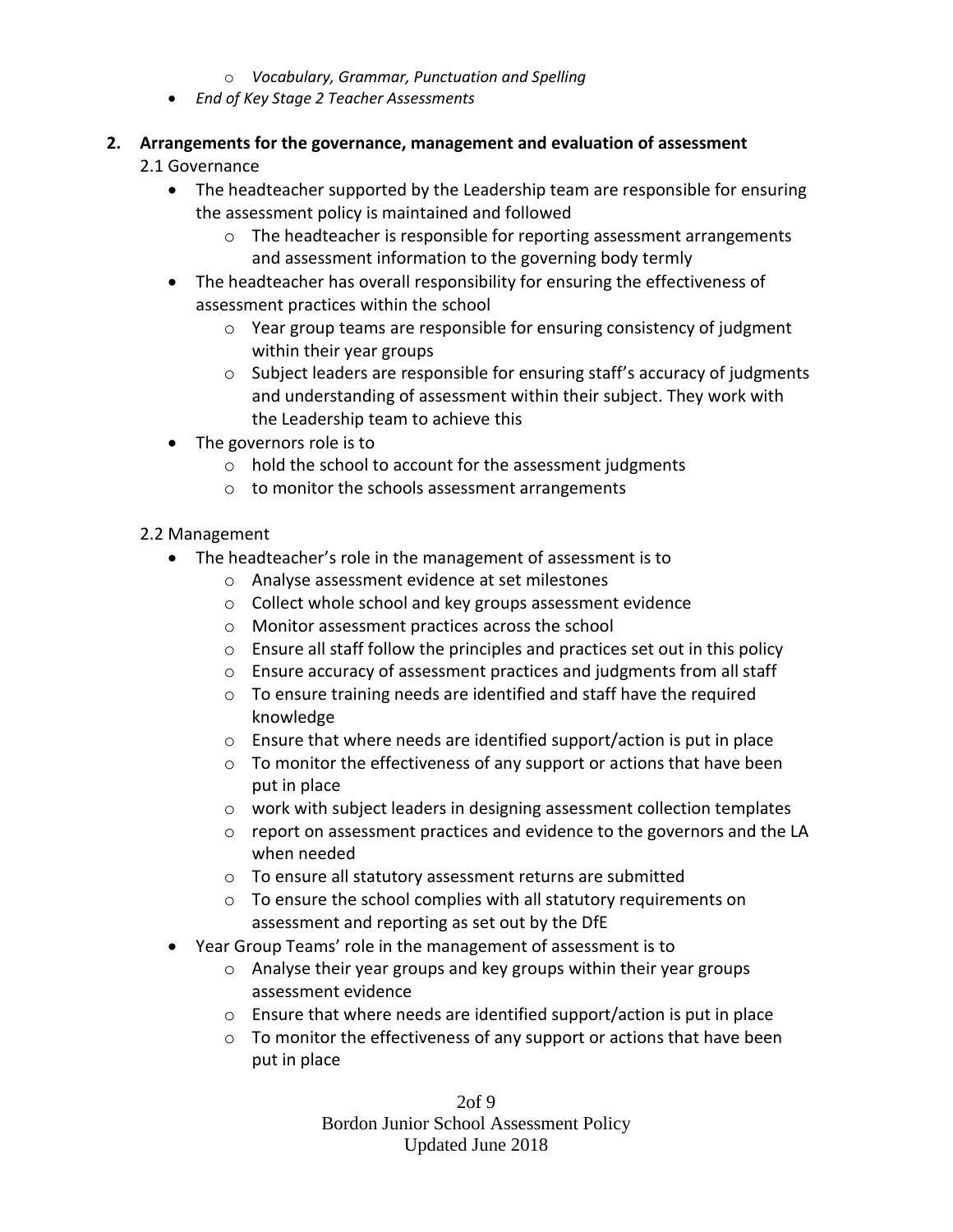- *Vocabulary, Grammar, Punctuation and Spelling*
- *End of Key Stage 2 Teacher Assessments*

## 2. Arrangements for the governance, management and evaluation of assessment

2.1 Governance

- The headteacher supported by the Leadership team are responsible for ensuring the assessment policy is maintained and followed
    - The headteacher is responsible for reporting assessment arrangements and assessment information to the governing body termly
- The headteacher has overall responsibility for ensuring the effectiveness of assessment practices within the school
    - Year group teams are responsible for ensuring consistency of judgment within their year groups
    - Subject leaders are responsible for ensuring staff's accuracy of judgments and understanding of assessment within their subject. They work with the Leadership team to achieve this
- The governors role is to
    - hold the school to account for the assessment judgments
    - to monitor the schools assessment arrangements

2.2 Management

- The headteacher's role in the management of assessment is to
    - Analyse assessment evidence at set milestones
    - Collect whole school and key groups assessment evidence
    - Monitor assessment practices across the school
    - Ensure all staff follow the principles and practices set out in this policy
    - Ensure accuracy of assessment practices and judgments from all staff
    - To ensure training needs are identified and staff have the required knowledge
    - Ensure that where needs are identified support/action is put in place
    - To monitor the effectiveness of any support or actions that have been put in place
    - work with subject leaders in designing assessment collection templates
    - report on assessment practices and evidence to the governors and the LA when needed
    - To ensure all statutory assessment returns are submitted
    - To ensure the school complies with all statutory requirements on assessment and reporting as set out by the DfE
- Year Group Teams' role in the management of assessment is to
    - Analyse their year groups and key groups within their year groups assessment evidence
    - Ensure that where needs are identified support/action is put in place
    - To monitor the effectiveness of any support or actions that have been put in place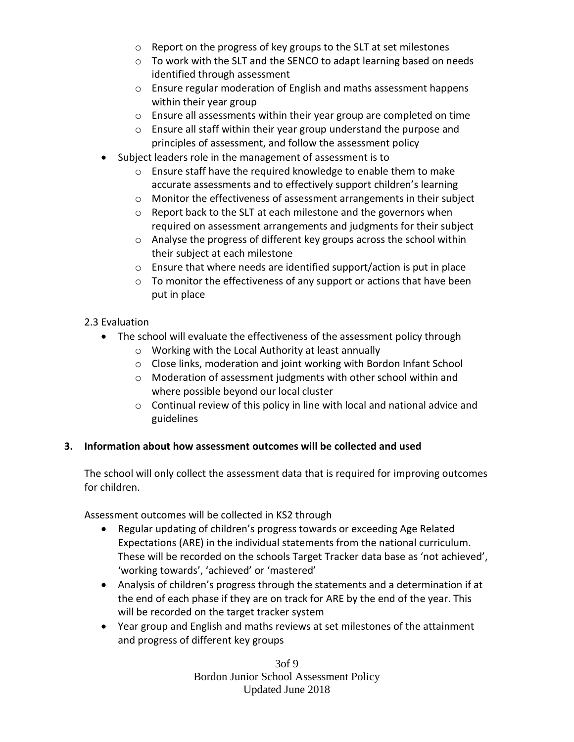- Report on the progress of key groups to the SLT at set milestones
  - To work with the SLT and the SENCO to adapt learning based on needs identified through assessment
  - Ensure regular moderation of English and maths assessment happens within their year group
  - Ensure all assessments within their year group are completed on time
  - Ensure all staff within their year group understand the purpose and principles of assessment, and follow the assessment policy
- Subject leaders role in the management of assessment is to
  - Ensure staff have the required knowledge to enable them to make accurate assessments and to effectively support children's learning
  - Monitor the effectiveness of assessment arrangements in their subject
  - Report back to the SLT at each milestone and the governors when required on assessment arrangements and judgments for their subject
  - Analyse the progress of different key groups across the school within their subject at each milestone
  - Ensure that where needs are identified support/action is put in place
  - To monitor the effectiveness of any support or actions that have been put in place

2.3 Evaluation

- The school will evaluate the effectiveness of the assessment policy through
  - Working with the Local Authority at least annually
  - Close links, moderation and joint working with Bordon Infant School
  - Moderation of assessment judgments with other school within and where possible beyond our local cluster
  - Continual review of this policy in line with local and national advice and guidelines

**3. Information about how assessment outcomes will be collected and used**

The school will only collect the assessment data that is required for improving outcomes for children.

Assessment outcomes will be collected in KS2 through

- Regular updating of children's progress towards or exceeding Age Related Expectations (ARE) in the individual statements from the national curriculum. These will be recorded on the schools Target Tracker data base as 'not achieved', 'working towards', 'achieved' or 'mastered'
- Analysis of children's progress through the statements and a determination if at the end of each phase if they are on track for ARE by the end of the year. This will be recorded on the target tracker system
- Year group and English and maths reviews at set milestones of the attainment and progress of different key groups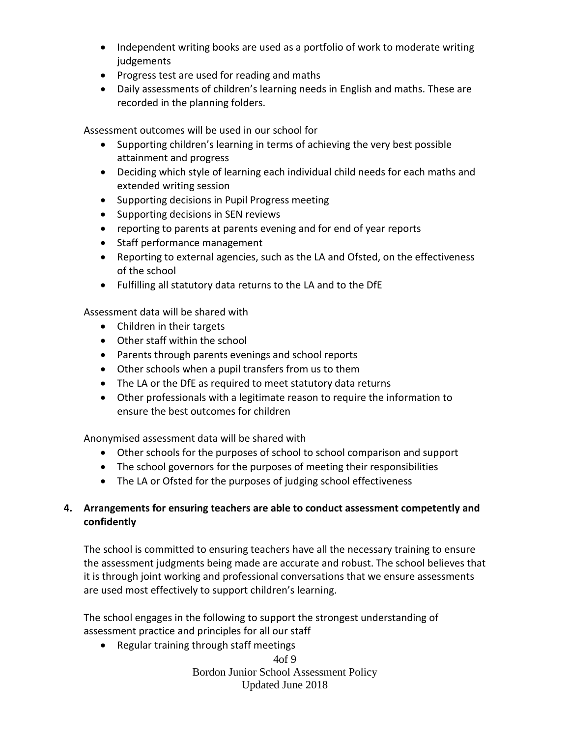- Independent writing books are used as a portfolio of work to moderate writing judgements
- Progress test are used for reading and maths
- Daily assessments of children's learning needs in English and maths. These are recorded in the planning folders.

Assessment outcomes will be used in our school for

- Supporting children's learning in terms of achieving the very best possible attainment and progress
- Deciding which style of learning each individual child needs for each maths and extended writing session
- Supporting decisions in Pupil Progress meeting
- Supporting decisions in SEN reviews
- reporting to parents at parents evening and for end of year reports
- Staff performance management
- Reporting to external agencies, such as the LA and Ofsted, on the effectiveness of the school
- Fulfilling all statutory data returns to the LA and to the DfE

Assessment data will be shared with

- Children in their targets
- Other staff within the school
- Parents through parents evenings and school reports
- Other schools when a pupil transfers from us to them
- The LA or the DfE as required to meet statutory data returns
- Other professionals with a legitimate reason to require the information to ensure the best outcomes for children

Anonymised assessment data will be shared with

- Other schools for the purposes of school to school comparison and support
- The school governors for the purposes of meeting their responsibilities
- The LA or Ofsted for the purposes of judging school effectiveness

## 4. Arrangements for ensuring teachers are able to conduct assessment competently and confidently

The school is committed to ensuring teachers have all the necessary training to ensure the assessment judgments being made are accurate and robust. The school believes that it is through joint working and professional conversations that we ensure assessments are used most effectively to support children's learning.

The school engages in the following to support the strongest understanding of assessment practice and principles for all our staff

- Regular training through staff meetings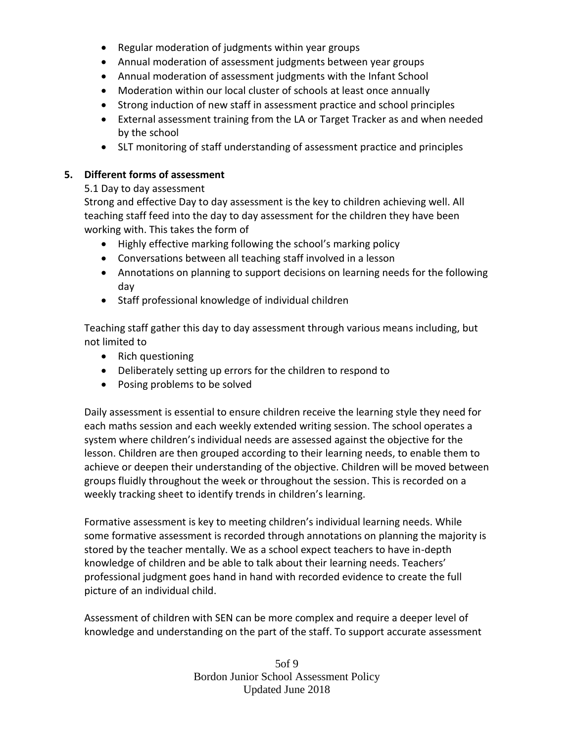- Regular moderation of judgments within year groups
- Annual moderation of assessment judgments between year groups
- Annual moderation of assessment judgments with the Infant School
- Moderation within our local cluster of schools at least once annually
- Strong induction of new staff in assessment practice and school principles
- External assessment training from the LA or Target Tracker as and when needed by the school
- SLT monitoring of staff understanding of assessment practice and principles

## 5. Different forms of assessment

5.1 Day to day assessment

Strong and effective Day to day assessment is the key to children achieving well. All teaching staff feed into the day to day assessment for the children they have been working with. This takes the form of

- Highly effective marking following the school's marking policy
- Conversations between all teaching staff involved in a lesson
- Annotations on planning to support decisions on learning needs for the following day
- Staff professional knowledge of individual children

Teaching staff gather this day to day assessment through various means including, but not limited to

- Rich questioning
- Deliberately setting up errors for the children to respond to
- Posing problems to be solved

Daily assessment is essential to ensure children receive the learning style they need for each maths session and each weekly extended writing session. The school operates a system where children's individual needs are assessed against the objective for the lesson. Children are then grouped according to their learning needs, to enable them to achieve or deepen their understanding of the objective. Children will be moved between groups fluidly throughout the week or throughout the session. This is recorded on a weekly tracking sheet to identify trends in children's learning.

Formative assessment is key to meeting children's individual learning needs. While some formative assessment is recorded through annotations on planning the majority is stored by the teacher mentally. We as a school expect teachers to have in-depth knowledge of children and be able to talk about their learning needs. Teachers' professional judgment goes hand in hand with recorded evidence to create the full picture of an individual child.

Assessment of children with SEN can be more complex and require a deeper level of knowledge and understanding on the part of the staff. To support accurate assessment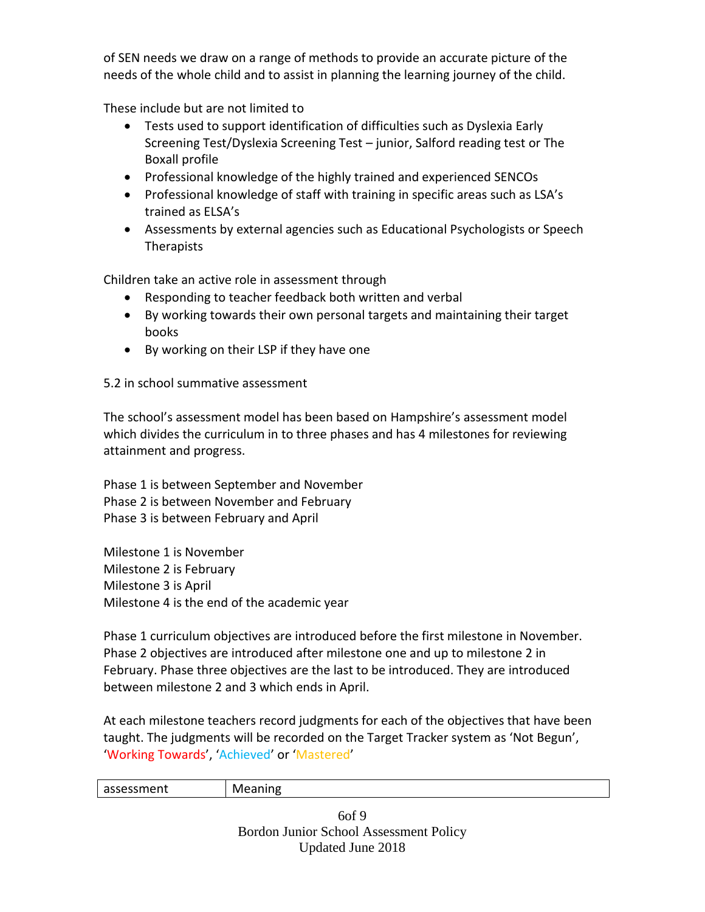of SEN needs we draw on a range of methods to provide an accurate picture of the needs of the whole child and to assist in planning the learning journey of the child.

These include but are not limited to

- Tests used to support identification of difficulties such as Dyslexia Early Screening Test/Dyslexia Screening Test – junior, Salford reading test or The Boxall profile
- Professional knowledge of the highly trained and experienced SENCOs
- Professional knowledge of staff with training in specific areas such as LSA's trained as ELSA's
- Assessments by external agencies such as Educational Psychologists or Speech Therapists

Children take an active role in assessment through

- Responding to teacher feedback both written and verbal
- By working towards their own personal targets and maintaining their target books
- By working on their LSP if they have one

5.2 in school summative assessment

The school's assessment model has been based on Hampshire's assessment model which divides the curriculum in to three phases and has 4 milestones for reviewing attainment and progress.

Phase 1 is between September and November
Phase 2 is between November and February
Phase 3 is between February and April

Milestone 1 is November
Milestone 2 is February
Milestone 3 is April
Milestone 4 is the end of the academic year

Phase 1 curriculum objectives are introduced before the first milestone in November. Phase 2 objectives are introduced after milestone one and up to milestone 2 in February. Phase three objectives are the last to be introduced. They are introduced between milestone 2 and 3 which ends in April.

At each milestone teachers record judgments for each of the objectives that have been taught. The judgments will be recorded on the Target Tracker system as 'Not Begun', 'Working Towards', 'Achieved' or 'Mastered'

| assessment | Meaning |
| --- | --- |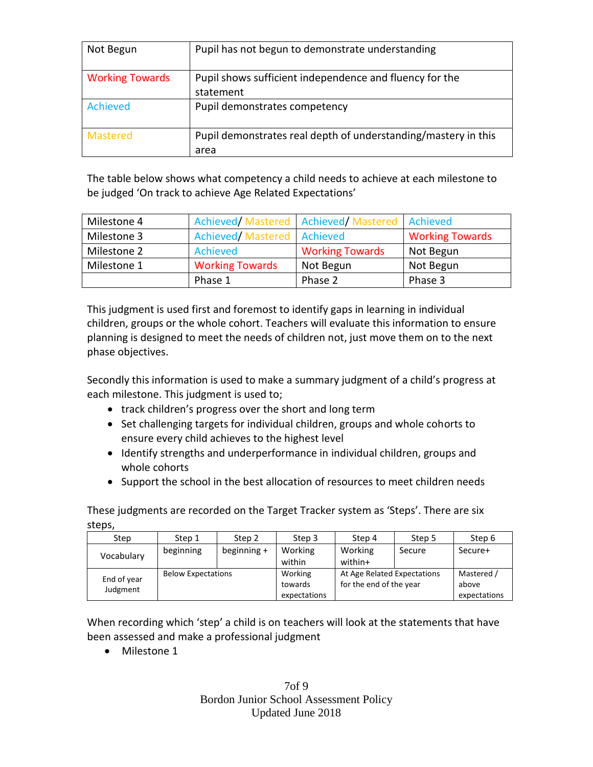| Not Begun | Pupil has not begun to demonstrate understanding |
|---|---|
| Working Towards | Pupil shows sufficient independence and fluency for the statement |
| Achieved | Pupil demonstrates competency |
| Mastered | Pupil demonstrates real depth of understanding/mastery in this area |

The table below shows what competency a child needs to achieve at each milestone to be judged 'On track to achieve Age Related Expectations'

| Milestone 4 | Achieved/ Mastered | Achieved/ Mastered | Achieved |
|---|---|---|---|
| Milestone 3 | Achieved/ Mastered | Achieved | Working Towards |
| Milestone 2 | Achieved | Working Towards | Not Begun |
| Milestone 1 | Working Towards | Not Begun | Not Begun |
| | Phase 1 | Phase 2 | Phase 3 |

This judgment is used first and foremost to identify gaps in learning in individual children, groups or the whole cohort. Teachers will evaluate this information to ensure planning is designed to meet the needs of children not, just move them on to the next phase objectives.

Secondly this information is used to make a summary judgment of a child's progress at each milestone. This judgment is used to;

- track children's progress over the short and long term
- Set challenging targets for individual children, groups and whole cohorts to ensure every child achieves to the highest level
- Identify strengths and underperformance in individual children, groups and whole cohorts
- Support the school in the best allocation of resources to meet children needs

These judgments are recorded on the Target Tracker system as 'Steps'. There are six steps,

| Step | Step 1 | Step 2 | Step 3 | Step 4 | Step 5 | Step 6 |
|---|---|---|---|---|---|---|
| Vocabulary | beginning | beginning + | Working within | Working within+ | Secure | Secure+ |
| End of year Judgment | Below Expectations | | Working towards expectations | At Age Related Expectations for the end of the year | | Mastered / above expectations |

When recording which 'step' a child is on teachers will look at the statements that have been assessed and make a professional judgment

- Milestone 1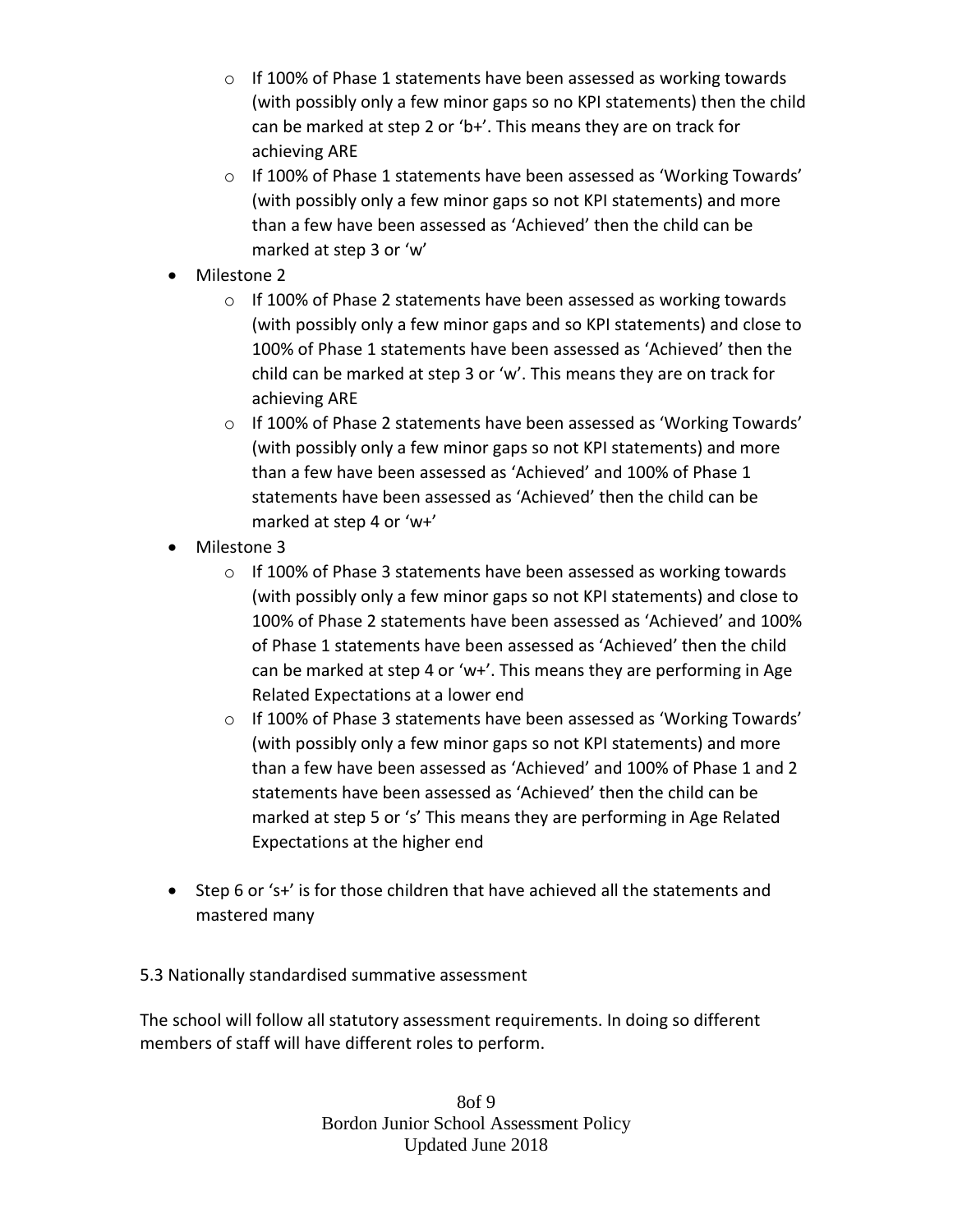- If 100% of Phase 1 statements have been assessed as working towards (with possibly only a few minor gaps so no KPI statements) then the child can be marked at step 2 or 'b+'. This means they are on track for achieving ARE
  - If 100% of Phase 1 statements have been assessed as 'Working Towards' (with possibly only a few minor gaps so not KPI statements) and more than a few have been assessed as 'Achieved' then the child can be marked at step 3 or 'w'
- Milestone 2
  - If 100% of Phase 2 statements have been assessed as working towards (with possibly only a few minor gaps and so KPI statements) and close to 100% of Phase 1 statements have been assessed as 'Achieved' then the child can be marked at step 3 or 'w'. This means they are on track for achieving ARE
  - If 100% of Phase 2 statements have been assessed as 'Working Towards' (with possibly only a few minor gaps so not KPI statements) and more than a few have been assessed as 'Achieved' and 100% of Phase 1 statements have been assessed as 'Achieved' then the child can be marked at step 4 or 'w+'
- Milestone 3
  - If 100% of Phase 3 statements have been assessed as working towards (with possibly only a few minor gaps so not KPI statements) and close to 100% of Phase 2 statements have been assessed as 'Achieved' and 100% of Phase 1 statements have been assessed as 'Achieved' then the child can be marked at step 4 or 'w+'. This means they are performing in Age Related Expectations at a lower end
  - If 100% of Phase 3 statements have been assessed as 'Working Towards' (with possibly only a few minor gaps so not KPI statements) and more than a few have been assessed as 'Achieved' and 100% of Phase 1 and 2 statements have been assessed as 'Achieved' then the child can be marked at step 5 or 's' This means they are performing in Age Related Expectations at the higher end

- Step 6 or 's+' is for those children that have achieved all the statements and mastered many

5.3 Nationally standardised summative assessment

The school will follow all statutory assessment requirements. In doing so different members of staff will have different roles to perform.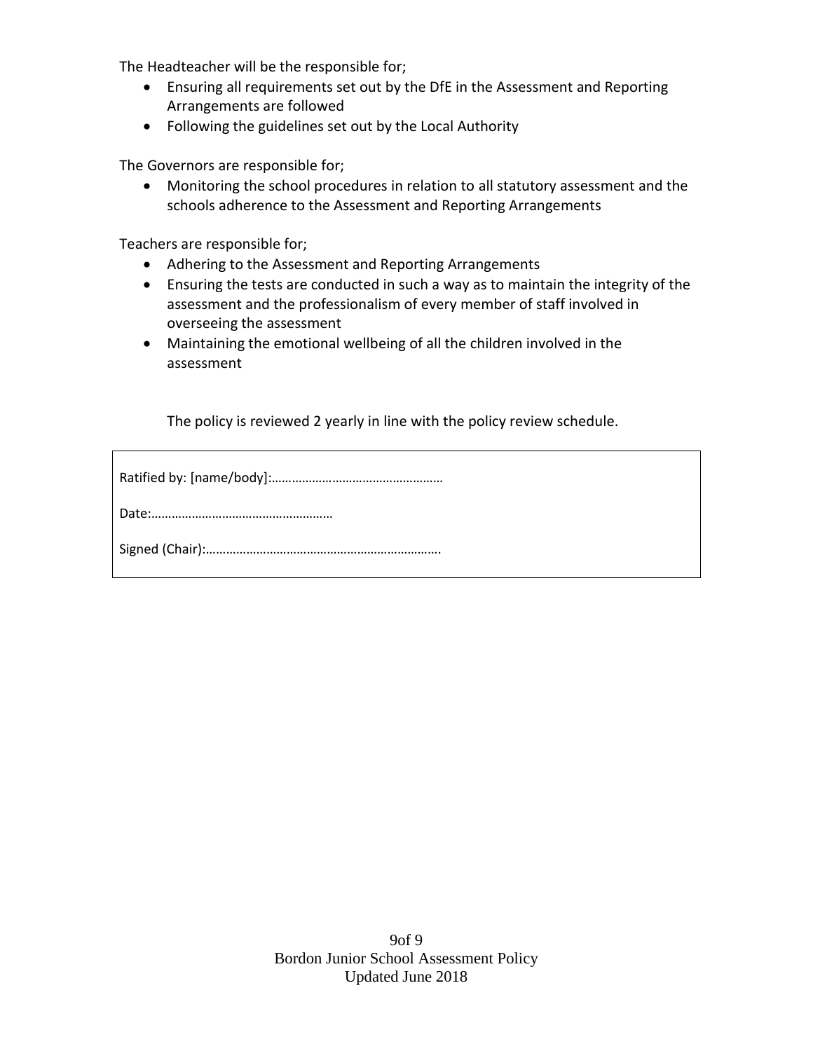The Headteacher will be the responsible for;

- Ensuring all requirements set out by the DfE in the Assessment and Reporting Arrangements are followed
- Following the guidelines set out by the Local Authority

The Governors are responsible for;

- Monitoring the school procedures in relation to all statutory assessment and the schools adherence to the Assessment and Reporting Arrangements

Teachers are responsible for;

- Adhering to the Assessment and Reporting Arrangements
- Ensuring the tests are conducted in such a way as to maintain the integrity of the assessment and the professionalism of every member of staff involved in overseeing the assessment
- Maintaining the emotional wellbeing of all the children involved in the assessment

The policy is reviewed 2 yearly in line with the policy review schedule.

Ratified by: [name/body]:……………………………………………

Date:………………………………………………

Signed (Chair):…………………………………………………………….